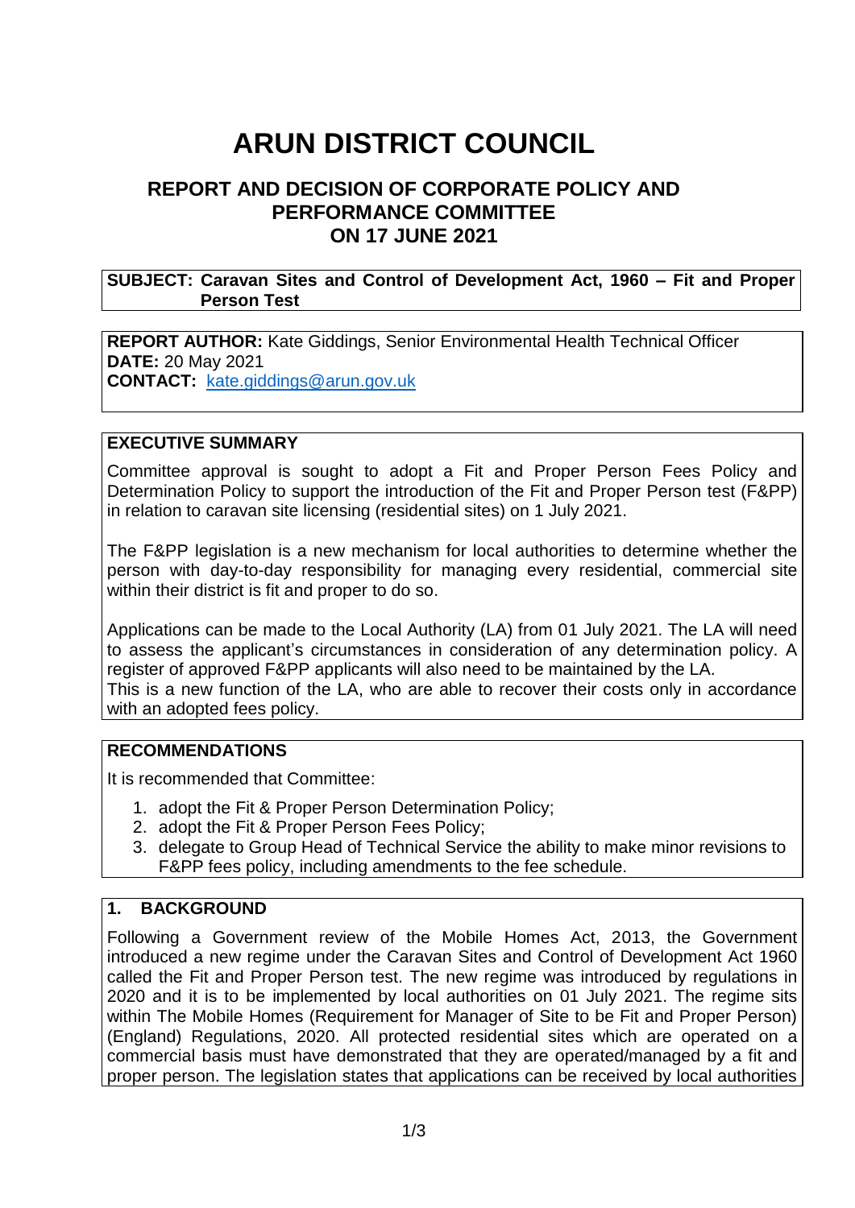# ARUN DISTRICT COUNCIL

## REPORT AND DECISION OF CORPORATE POLICY AND PERFORMANCE COMMITTEE ON 17 JUNE 2021

**SUBJECT: Caravan Sites and Control of Development Act, 1960 – Fit and Proper Person Test**

**REPORT AUTHOR:** Kate Giddings, Senior Environmental Health Technical Officer
**DATE:** 20 May 2021
**CONTACT:** kate.giddings@arun.gov.uk

### EXECUTIVE SUMMARY

Committee approval is sought to adopt a Fit and Proper Person Fees Policy and Determination Policy to support the introduction of the Fit and Proper Person test (F&PP) in relation to caravan site licensing (residential sites) on 1 July 2021.

The F&PP legislation is a new mechanism for local authorities to determine whether the person with day-to-day responsibility for managing every residential, commercial site within their district is fit and proper to do so.

Applications can be made to the Local Authority (LA) from 01 July 2021. The LA will need to assess the applicant's circumstances in consideration of any determination policy. A register of approved F&PP applicants will also need to be maintained by the LA.
This is a new function of the LA, who are able to recover their costs only in accordance with an adopted fees policy.

### RECOMMENDATIONS

It is recommended that Committee:

1. adopt the Fit & Proper Person Determination Policy;
2. adopt the Fit & Proper Person Fees Policy;
3. delegate to Group Head of Technical Service the ability to make minor revisions to F&PP fees policy, including amendments to the fee schedule.

### 1. BACKGROUND

Following a Government review of the Mobile Homes Act, 2013, the Government introduced a new regime under the Caravan Sites and Control of Development Act 1960 called the Fit and Proper Person test. The new regime was introduced by regulations in 2020 and it is to be implemented by local authorities on 01 July 2021. The regime sits within The Mobile Homes (Requirement for Manager of Site to be Fit and Proper Person) (England) Regulations, 2020. All protected residential sites which are operated on a commercial basis must have demonstrated that they are operated/managed by a fit and proper person. The legislation states that applications can be received by local authorities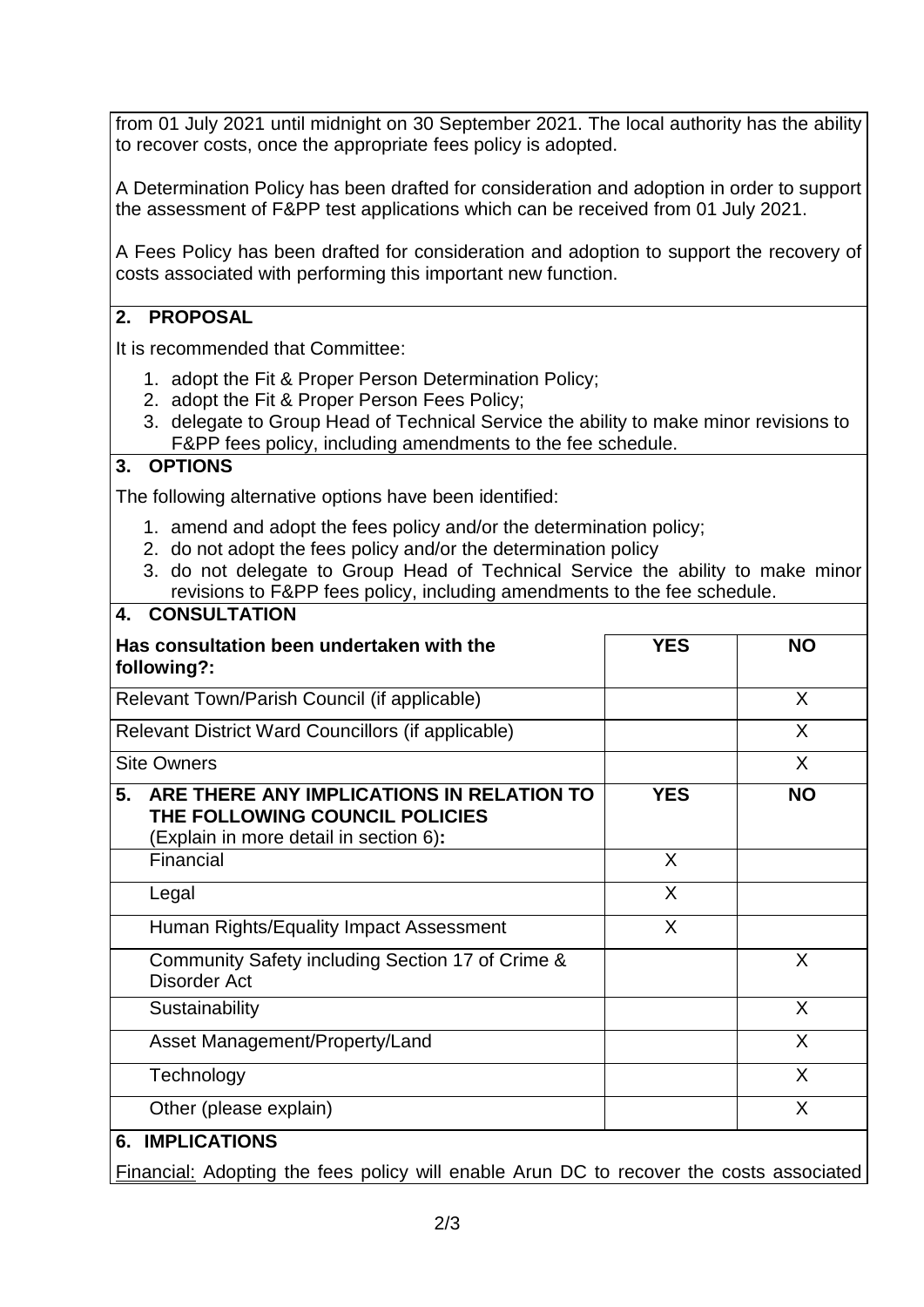from 01 July 2021 until midnight on 30 September 2021. The local authority has the ability to recover costs, once the appropriate fees policy is adopted.

A Determination Policy has been drafted for consideration and adoption in order to support the assessment of F&PP test applications which can be received from 01 July 2021.

A Fees Policy has been drafted for consideration and adoption to support the recovery of costs associated with performing this important new function.

## 2. PROPOSAL

It is recommended that Committee:

1. adopt the Fit & Proper Person Determination Policy;
2. adopt the Fit & Proper Person Fees Policy;
3. delegate to Group Head of Technical Service the ability to make minor revisions to F&PP fees policy, including amendments to the fee schedule.

## 3. OPTIONS

The following alternative options have been identified:

1. amend and adopt the fees policy and/or the determination policy;
2. do not adopt the fees policy and/or the determination policy
3. do not delegate to Group Head of Technical Service the ability to make minor revisions to F&PP fees policy, including amendments to the fee schedule.

## 4. CONSULTATION

| Has consultation been undertaken with the following?: | YES | NO |
|---|---|---|
| Relevant Town/Parish Council (if applicable) | | X |
| Relevant District Ward Councillors (if applicable) | | X |
| Site Owners | | X |

| 5. ARE THERE ANY IMPLICATIONS IN RELATION TO THE FOLLOWING COUNCIL POLICIES (Explain in more detail in section 6): | YES | NO |
|---|---|---|
| Financial | X | |
| Legal | X | |
| Human Rights/Equality Impact Assessment | X | |
| Community Safety including Section 17 of Crime & Disorder Act | | X |
| Sustainability | | X |
| Asset Management/Property/Land | | X |
| Technology | | X |
| Other (please explain) | | X |

## 6. IMPLICATIONS

Financial: Adopting the fees policy will enable Arun DC to recover the costs associated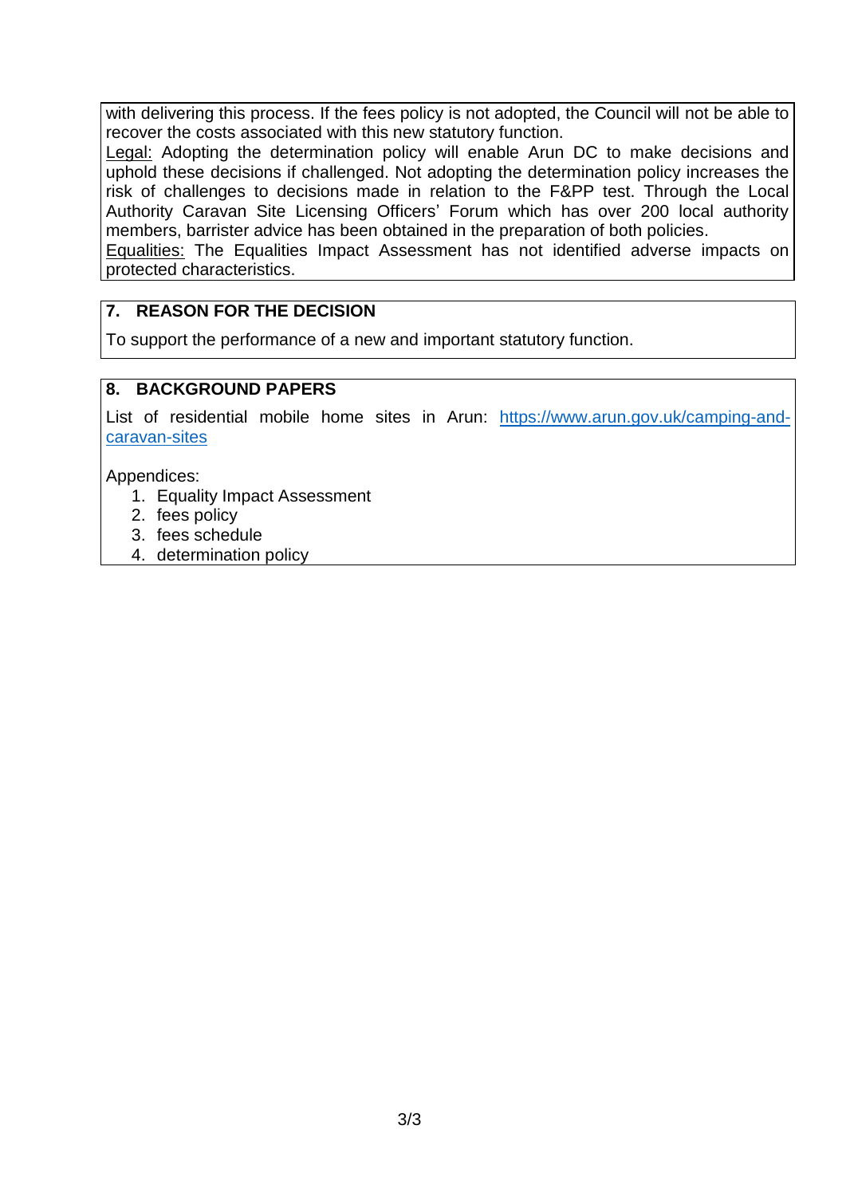with delivering this process. If the fees policy is not adopted, the Council will not be able to recover the costs associated with this new statutory function.

Legal: Adopting the determination policy will enable Arun DC to make decisions and uphold these decisions if challenged. Not adopting the determination policy increases the risk of challenges to decisions made in relation to the F&PP test. Through the Local Authority Caravan Site Licensing Officers' Forum which has over 200 local authority members, barrister advice has been obtained in the preparation of both policies.

Equalities: The Equalities Impact Assessment has not identified adverse impacts on protected characteristics.

## 7. REASON FOR THE DECISION

To support the performance of a new and important statutory function.

## 8. BACKGROUND PAPERS

List of residential mobile home sites in Arun: https://www.arun.gov.uk/camping-and-caravan-sites

Appendices:

1. Equality Impact Assessment
2. fees policy
3. fees schedule
4. determination policy